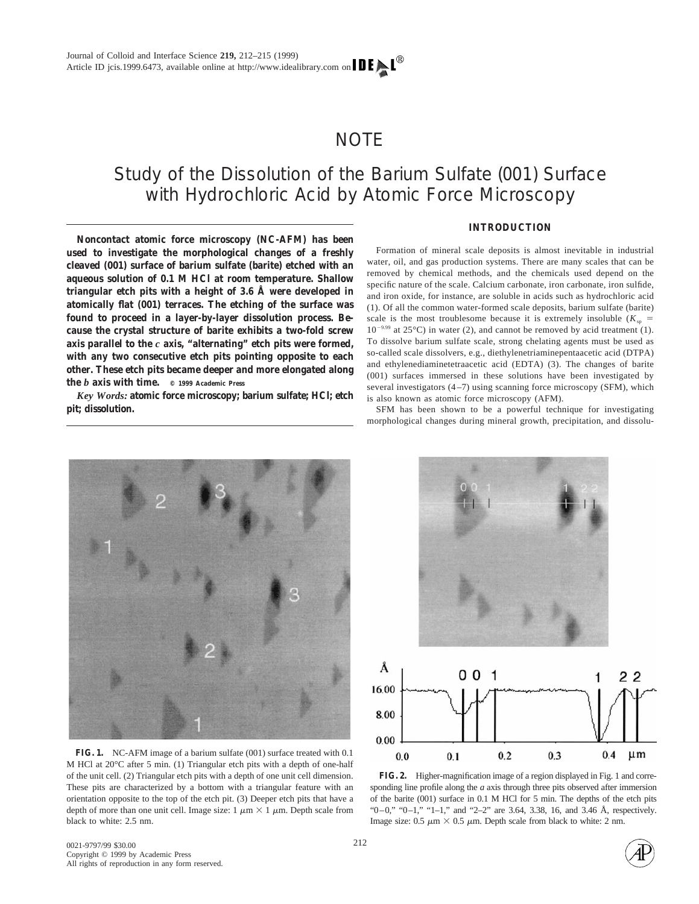# NOTE

# Study of the Dissolution of the Barium Sulfate (001) Surface with Hydrochloric Acid by Atomic Force Microscopy

**Noncontact atomic force microscopy (NC-AFM) has been used to investigate the morphological changes of a freshly cleaved (001) surface of barium sulfate (barite) etched with an aqueous solution of 0.1 M HCl at room temperature. Shallow triangular etch pits with a height of 3.6 Å were developed in atomically flat (001) terraces. The etching of the surface was found to proceed in a layer-by-layer dissolution process. Because the crystal structure of barite exhibits a two-fold screw axis parallel to the *c* axis, "alternating" etch pits were formed, with any two consecutive etch pits pointing opposite to each other. These etch pits became deeper and more elongated along the *b* axis with time.** © 1999 Academic Press

*Key Words:* **atomic force microscopy; barium sulfate; HCl; etch pit; dissolution.**

## INTRODUCTION

Formation of mineral scale deposits is almost inevitable in industrial water, oil, and gas production systems. There are many scales that can be removed by chemical methods, and the chemicals used depend on the specific nature of the scale. Calcium carbonate, iron carbonate, iron sulfide, and iron oxide, for instance, are soluble in acids such as hydrochloric acid (1). Of all the common water-formed scale deposits, barium sulfate (barite) scale is the most troublesome because it is extremely insoluble ($K_{sp} = 10^{-9.99}$ at 25°C) in water (2), and cannot be removed by acid treatment (1). To dissolve barium sulfate scale, strong chelating agents must be used as so-called scale dissolvers, e.g., diethylenetriaminepentaacetic acid (DTPA) and ethylenediaminetetraacetic acid (EDTA) (3). The changes of barite (001) surfaces immersed in these solutions have been investigated by several investigators (4–7) using scanning force microscopy (SFM), which is also known as atomic force microscopy (AFM).

SFM has been shown to be a powerful technique for investigating morphological changes during mineral growth, precipitation, and dissolu-

**FIG. 1.** NC-AFM image of a barium sulfate (001) surface treated with 0.1 M HCl at 20°C after 5 min. (1) Triangular etch pits with a depth of one-half of the unit cell. (2) Triangular etch pits with a depth of one unit cell dimension. These pits are characterized by a bottom with a triangular feature with an orientation opposite to the top of the etch pit. (3) Deeper etch pits that have a depth of more than one unit cell. Image size: 1 μm × 1 μm. Depth scale from black to white: 2.5 nm.

**FIG. 2.** Higher-magnification image of a region displayed in Fig. 1 and corresponding line profile along the *a* axis through three pits observed after immersion of the barite (001) surface in 0.1 M HCl for 5 min. The depths of the etch pits "0–0," "0–1," "1–1," and "2–2" are 3.64, 3.38, 16, and 3.46 Å, respectively. Image size: 0.5 μm × 0.5 μm. Depth scale from black to white: 2 nm.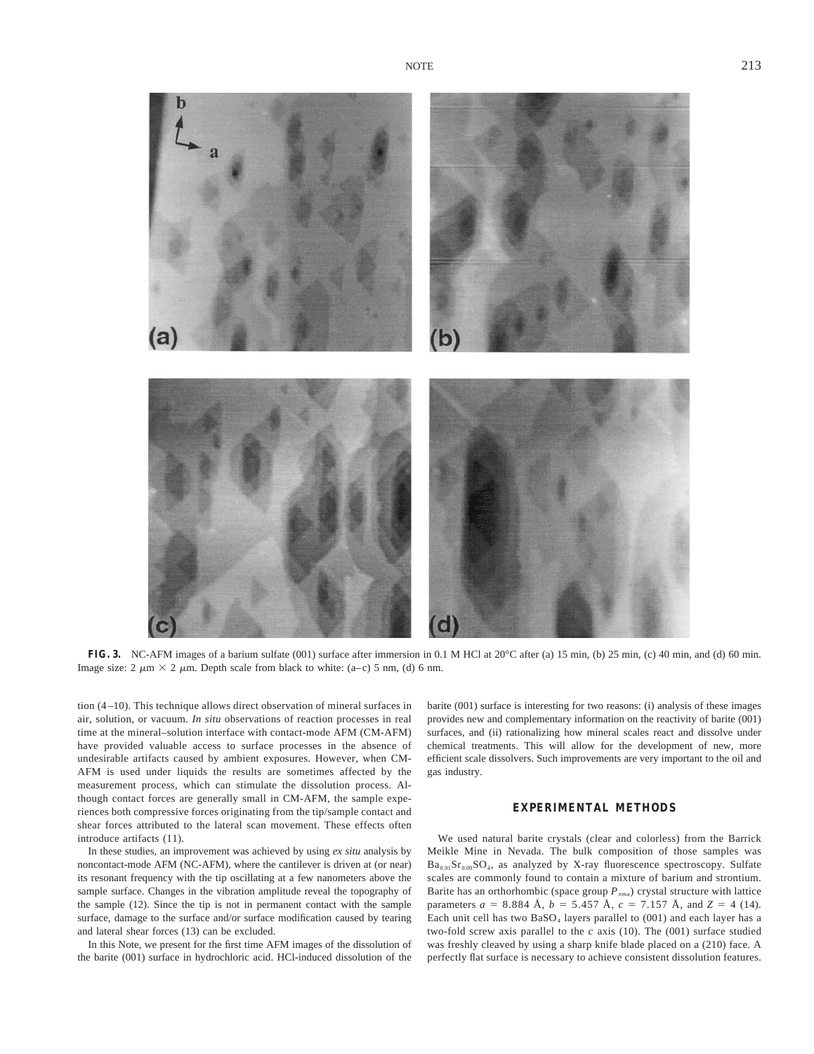**FIG. 3.** NC-AFM images of a barium sulfate (001) surface after immersion in 0.1 M HCl at 20°C after (a) 15 min, (b) 25 min, (c) 40 min, and (d) 60 min. Image size: 2 $\mu$m × 2 $\mu$m. Depth scale from black to white: (a–c) 5 nm, (d) 6 nm.

tion (4–10). This technique allows direct observation of mineral surfaces in air, solution, or vacuum. *In situ* observations of reaction processes in real time at the mineral–solution interface with contact-mode AFM (CM-AFM) have provided valuable access to surface processes in the absence of undesirable artifacts caused by ambient exposures. However, when CM-AFM is used under liquids the results are sometimes affected by the measurement process, which can stimulate the dissolution process. Although contact forces are generally small in CM-AFM, the sample experiences both compressive forces originating from the tip/sample contact and shear forces attributed to the lateral scan movement. These effects often introduce artifacts (11).

In these studies, an improvement was achieved by using *ex situ* analysis by noncontact-mode AFM (NC-AFM), where the cantilever is driven at (or near) its resonant frequency with the tip oscillating at a few nanometers above the sample surface. Changes in the vibration amplitude reveal the topography of the sample (12). Since the tip is not in permanent contact with the sample surface, damage to the surface and/or surface modification caused by tearing and lateral shear forces (13) can be excluded.

In this Note, we present for the first time AFM images of the dissolution of the barite (001) surface in hydrochloric acid. HCl-induced dissolution of the barite (001) surface is interesting for two reasons: (i) analysis of these images provides new and complementary information on the reactivity of barite (001) surfaces, and (ii) rationalizing how mineral scales react and dissolve under chemical treatments. This will allow for the development of new, more efficient scale dissolvers. Such improvements are very important to the oil and gas industry.

## EXPERIMENTAL METHODS

We used natural barite crystals (clear and colorless) from the Barrick Meikle Mine in Nevada. The bulk composition of those samples was $Ba_{0.91}Sr_{0.09}SO_4$, as analyzed by X-ray fluorescence spectroscopy. Sulfate scales are commonly found to contain a mixture of barium and strontium. Barite has an orthorhombic (space group $P_{nma}$) crystal structure with lattice parameters $a$ = 8.884 Å, $b$ = 5.457 Å, $c$ = 7.157 Å, and $Z$ = 4 (14). Each unit cell has two $BaSO_4$ layers parallel to (001) and each layer has a two-fold screw axis parallel to the $c$ axis (10). The (001) surface studied was freshly cleaved by using a sharp knife blade placed on a (210) face. A perfectly flat surface is necessary to achieve consistent dissolution features.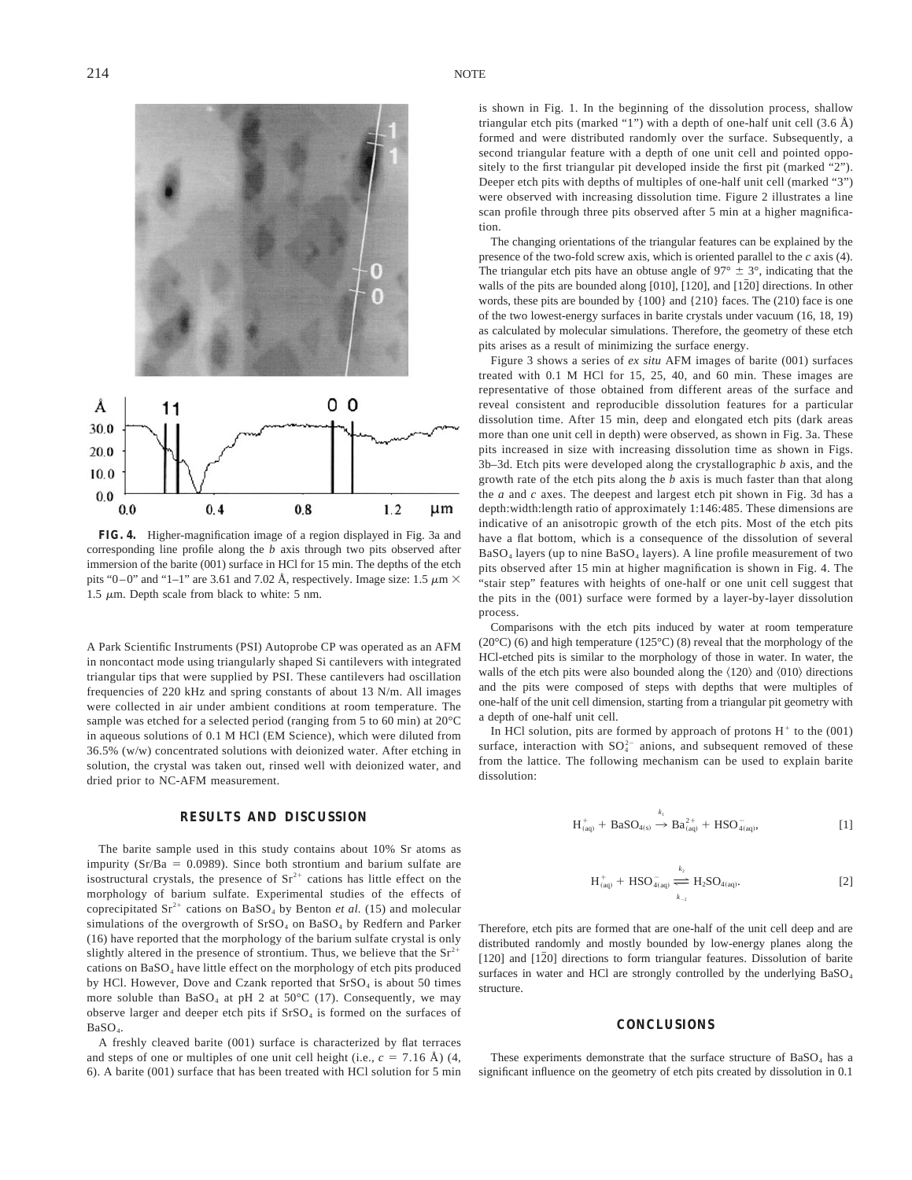**FIG. 4.** Higher-magnification image of a region displayed in Fig. 3a and corresponding line profile along the *b* axis through two pits observed after immersion of the barite (001) surface in HCl for 15 min. The depths of the etch pits "0–0" and "1–1" are 3.61 and 7.02 Å, respectively. Image size: 1.5 $\mu$m × 1.5 $\mu$m. Depth scale from black to white: 5 nm.

A Park Scientific Instruments (PSI) Autoprobe CP was operated as an AFM in noncontact mode using triangularly shaped Si cantilevers with integrated triangular tips that were supplied by PSI. These cantilevers had oscillation frequencies of 220 kHz and spring constants of about 13 N/m. All images were collected in air under ambient conditions at room temperature. The sample was etched for a selected period (ranging from 5 to 60 min) at 20°C in aqueous solutions of 0.1 M HCl (EM Science), which were diluted from 36.5% (w/w) concentrated solutions with deionized water. After etching in solution, the crystal was taken out, rinsed well with deionized water, and dried prior to NC-AFM measurement.

## RESULTS AND DISCUSSION

The barite sample used in this study contains about 10% Sr atoms as impurity (Sr/Ba = 0.0989). Since both strontium and barium sulfate are isostructural crystals, the presence of $Sr^{2+}$ cations has little effect on the morphology of barium sulfate. Experimental studies of the effects of coprecipitated $Sr^{2+}$ cations on $BaSO_4$ by Benton *et al.* (15) and molecular simulations of the overgrowth of $SrSO_4$ on $BaSO_4$ by Redfern and Parker (16) have reported that the morphology of the barium sulfate crystal is only slightly altered in the presence of strontium. Thus, we believe that the $Sr^{2+}$ cations on $BaSO_4$ have little effect on the morphology of etch pits produced by HCl. However, Dove and Czank reported that $SrSO_4$ is about 50 times more soluble than $BaSO_4$ at pH 2 at 50°C (17). Consequently, we may observe larger and deeper etch pits if $SrSO_4$ is formed on the surfaces of $BaSO_4$.

A freshly cleaved barite (001) surface is characterized by flat terraces and steps of one or multiples of one unit cell height (i.e., $c$ = 7.16 Å) (4, 6). A barite (001) surface that has been treated with HCl solution for 5 min is shown in Fig. 1. In the beginning of the dissolution process, shallow triangular etch pits (marked "1") with a depth of one-half unit cell (3.6 Å) formed and were distributed randomly over the surface. Subsequently, a second triangular feature with a depth of one unit cell and pointed oppositely to the first triangular pit developed inside the first pit (marked "2"). Deeper etch pits with depths of multiples of one-half unit cell (marked "3") were observed with increasing dissolution time. Figure 2 illustrates a line scan profile through three pits observed after 5 min at a higher magnification.

The changing orientations of the triangular features can be explained by the presence of the two-fold screw axis, which is oriented parallel to the *c* axis (4). The triangular etch pits have an obtuse angle of 97° ± 3°, indicating that the walls of the pits are bounded along [010], [120], and [1$\bar{2}$0] directions. In other words, these pits are bounded by {100} and {210} faces. The (210) face is one of the two lowest-energy surfaces in barite crystals under vacuum (16, 18, 19) as calculated by molecular simulations. Therefore, the geometry of these etch pits arises as a result of minimizing the surface energy.

Figure 3 shows a series of *ex situ* AFM images of barite (001) surfaces treated with 0.1 M HCl for 15, 25, 40, and 60 min. These images are representative of those obtained from different areas of the surface and reveal consistent and reproducible dissolution features for a particular dissolution time. After 15 min, deep and elongated etch pits (dark areas more than one unit cell in depth) were observed, as shown in Fig. 3a. These pits increased in size with increasing dissolution time as shown in Figs. 3b–3d. Etch pits were developed along the crystallographic *b* axis, and the growth rate of the etch pits along the *b* axis is much faster than that along the *a* and *c* axes. The deepest and largest etch pit shown in Fig. 3d has a depth:width:length ratio of approximately 1:146:485. These dimensions are indicative of an anisotropic growth of the etch pits. Most of the etch pits have a flat bottom, which is a consequence of the dissolution of several $BaSO_4$ layers (up to nine $BaSO_4$ layers). A line profile measurement of two pits observed after 15 min at higher magnification is shown in Fig. 4. The "stair step" features with heights of one-half or one unit cell suggest that the pits in the (001) surface were formed by a layer-by-layer dissolution process.

Comparisons with the etch pits induced by water at room temperature (20°C) (6) and high temperature (125°C) (8) reveal that the morphology of the HCl-etched pits is similar to the morphology of those in water. In water, the walls of the etch pits were also bounded along the ⟨120⟩ and ⟨010⟩ directions and the pits were composed of steps with depths that were multiples of one-half of the unit cell dimension, starting from a triangular pit geometry with a depth of one-half unit cell.

In HCl solution, pits are formed by approach of protons $H^+$ to the (001) surface, interaction with $SO_4^{2-}$ anions, and subsequent removed of these from the lattice. The following mechanism can be used to explain barite dissolution:

$$H^+_{(aq)} + BaSO_{4(s)} \xrightarrow{k_1} Ba^{2+}_{(aq)} + HSO^-_{4(aq)}, \quad [1]$$

$$H^+_{(aq)} + HSO^-_{4(aq)} \underset{k_{-2}}{\overset{k_2}{\rightleftharpoons}} H_2SO_{4(aq)}. \quad [2]$$

Therefore, etch pits are formed that are one-half of the unit cell deep and are distributed randomly and mostly bounded by low-energy planes along the [120] and [1$\bar{2}$0] directions to form triangular features. Dissolution of barite surfaces in water and HCl are strongly controlled by the underlying $BaSO_4$ structure.

## CONCLUSIONS

These experiments demonstrate that the surface structure of $BaSO_4$ has a significant influence on the geometry of etch pits created by dissolution in 0.1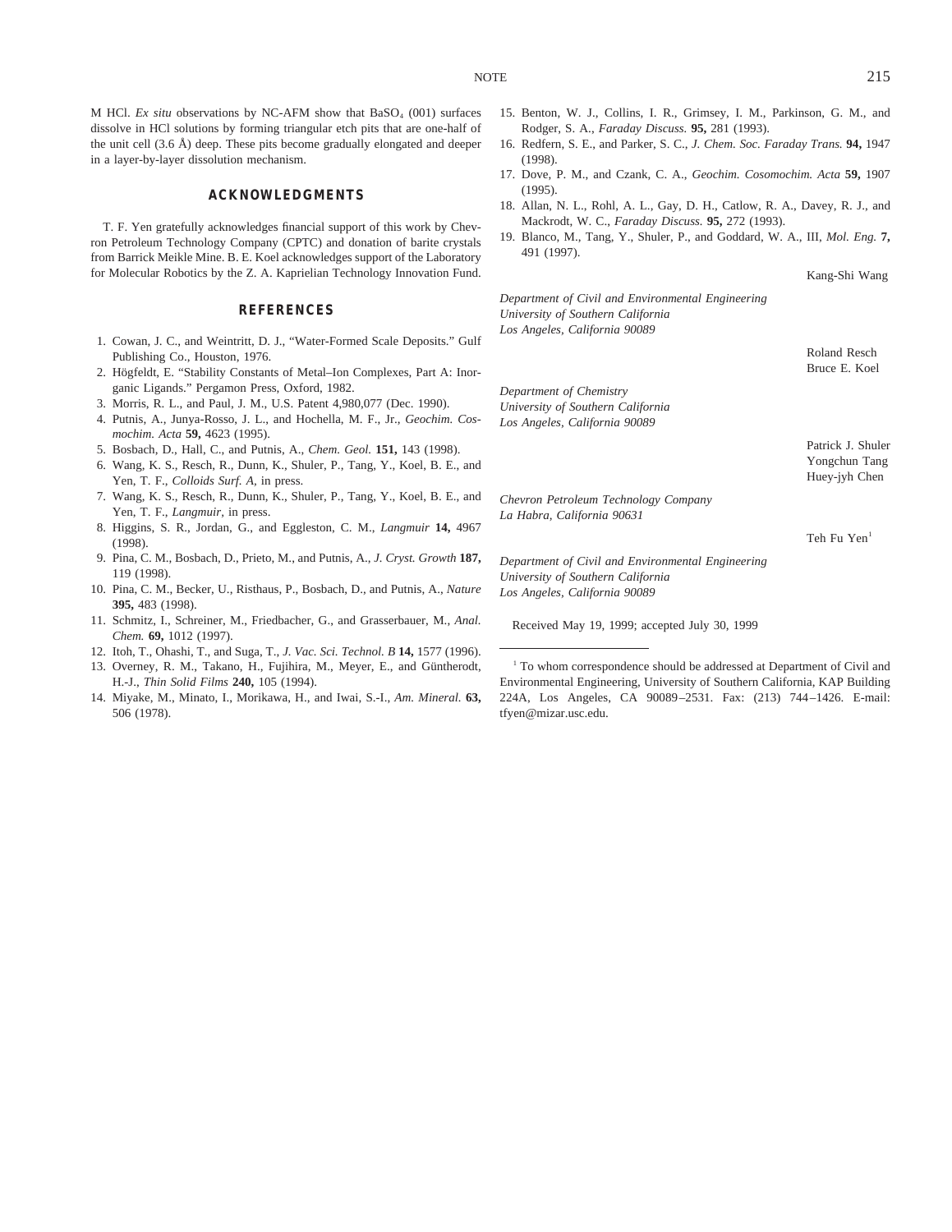M HCl. *Ex situ* observations by NC-AFM show that $BaSO_4$ (001) surfaces dissolve in HCl solutions by forming triangular etch pits that are one-half of the unit cell (3.6 Å) deep. These pits become gradually elongated and deeper in a layer-by-layer dissolution mechanism.

## ACKNOWLEDGMENTS

T. F. Yen gratefully acknowledges financial support of this work by Chevron Petroleum Technology Company (CPTC) and donation of barite crystals from Barrick Meikle Mine. B. E. Koel acknowledges support of the Laboratory for Molecular Robotics by the Z. A. Kaprielian Technology Innovation Fund.

## REFERENCES

1. Cowan, J. C., and Weintritt, D. J., "Water-Formed Scale Deposits." Gulf Publishing Co., Houston, 1976.
2. Högfeldt, E. "Stability Constants of Metal–Ion Complexes, Part A: Inorganic Ligands." Pergamon Press, Oxford, 1982.
3. Morris, R. L., and Paul, J. M., U.S. Patent 4,980,077 (Dec. 1990).
4. Putnis, A., Junya-Rosso, J. L., and Hochella, M. F., Jr., *Geochim. Cosmochim. Acta* **59,** 4623 (1995).
5. Bosbach, D., Hall, C., and Putnis, A., *Chem. Geol.* **151,** 143 (1998).
6. Wang, K. S., Resch, R., Dunn, K., Shuler, P., Tang, Y., Koel, B. E., and Yen, T. F., *Colloids Surf. A*, in press.
7. Wang, K. S., Resch, R., Dunn, K., Shuler, P., Tang, Y., Koel, B. E., and Yen, T. F., *Langmuir*, in press.
8. Higgins, S. R., Jordan, G., and Eggleston, C. M., *Langmuir* **14,** 4967 (1998).
9. Pina, C. M., Bosbach, D., Prieto, M., and Putnis, A., *J. Cryst. Growth* **187,** 119 (1998).
10. Pina, C. M., Becker, U., Risthaus, P., Bosbach, D., and Putnis, A., *Nature* **395,** 483 (1998).
11. Schmitz, I., Schreiner, M., Friedbacher, G., and Grasserbauer, M., *Anal. Chem.* **69,** 1012 (1997).
12. Itoh, T., Ohashi, T., and Suga, T., *J. Vac. Sci. Technol. B* **14,** 1577 (1996).
13. Overney, R. M., Takano, H., Fujihira, M., Meyer, E., and Güntherodt, H.-J., *Thin Solid Films* **240,** 105 (1994).
14. Miyake, M., Minato, I., Morikawa, H., and Iwai, S.-I., *Am. Mineral.* **63,** 506 (1978).
15. Benton, W. J., Collins, I. R., Grimsey, I. M., Parkinson, G. M., and Rodger, S. A., *Faraday Discuss.* **95,** 281 (1993).
16. Redfern, S. E., and Parker, S. C., *J. Chem. Soc. Faraday Trans.* **94,** 1947 (1998).
17. Dove, P. M., and Czank, C. A., *Geochim. Cosomochim. Acta* **59,** 1907 (1995).
18. Allan, N. L., Rohl, A. L., Gay, D. H., Catlow, R. A., Davey, R. J., and Mackrodt, W. C., *Faraday Discuss.* **95,** 272 (1993).
19. Blanco, M., Tang, Y., Shuler, P., and Goddard, W. A., III, *Mol. Eng.* **7,** 491 (1997).

Kang-Shi Wang

*Department of Civil and Environmental Engineering*
*University of Southern California*
*Los Angeles, California 90089*

Roland Resch
Bruce E. Koel

*Department of Chemistry*
*University of Southern California*
*Los Angeles, California 90089*

Patrick J. Shuler
Yongchun Tang
Huey-jyh Chen

*Chevron Petroleum Technology Company*
*La Habra, California 90631*

Teh Fu Yen[1]

*Department of Civil and Environmental Engineering*
*University of Southern California*
*Los Angeles, California 90089*

Received May 19, 1999; accepted July 30, 1999

[1] To whom correspondence should be addressed at Department of Civil and Environmental Engineering, University of Southern California, KAP Building 224A, Los Angeles, CA 90089–2531. Fax: (213) 744–1426. E-mail: tfyen@mizar.usc.edu.